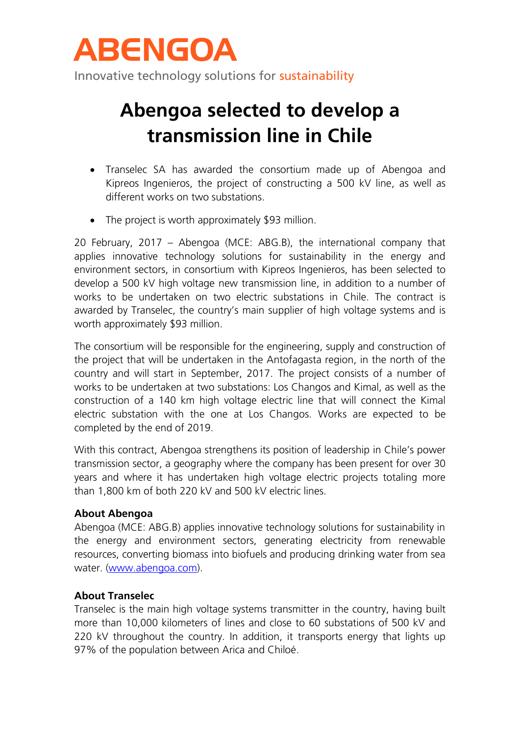# ABENGOA

Innovative technology solutions for sustainability

# Abengoa selected to develop a transmission line in Chile

- Transelec SA has awarded the consortium made up of Abengoa and Kipreos Ingenieros, the project of constructing a 500 kV line, as well as different works on two substations.
- The project is worth approximately $93 million.

20 February, 2017 – Abengoa (MCE: ABG.B), the international company that applies innovative technology solutions for sustainability in the energy and environment sectors, in consortium with Kipreos Ingenieros, has been selected to develop a 500 kV high voltage new transmission line, in addition to a number of works to be undertaken on two electric substations in Chile. The contract is awarded by Transelec, the country's main supplier of high voltage systems and is worth approximately $93 million.

The consortium will be responsible for the engineering, supply and construction of the project that will be undertaken in the Antofagasta region, in the north of the country and will start in September, 2017. The project consists of a number of works to be undertaken at two substations: Los Changos and Kimal, as well as the construction of a 140 km high voltage electric line that will connect the Kimal electric substation with the one at Los Changos. Works are expected to be completed by the end of 2019.

With this contract, Abengoa strengthens its position of leadership in Chile's power transmission sector, a geography where the company has been present for over 30 years and where it has undertaken high voltage electric projects totaling more than 1,800 km of both 220 kV and 500 kV electric lines.

**About Abengoa**

Abengoa (MCE: ABG.B) applies innovative technology solutions for sustainability in the energy and environment sectors, generating electricity from renewable resources, converting biomass into biofuels and producing drinking water from sea water. ([www.abengoa.com](http://www.abengoa.com)).

**About Transelec**

Transelec is the main high voltage systems transmitter in the country, having built more than 10,000 kilometers of lines and close to 60 substations of 500 kV and 220 kV throughout the country. In addition, it transports energy that lights up 97% of the population between Arica and Chiloé.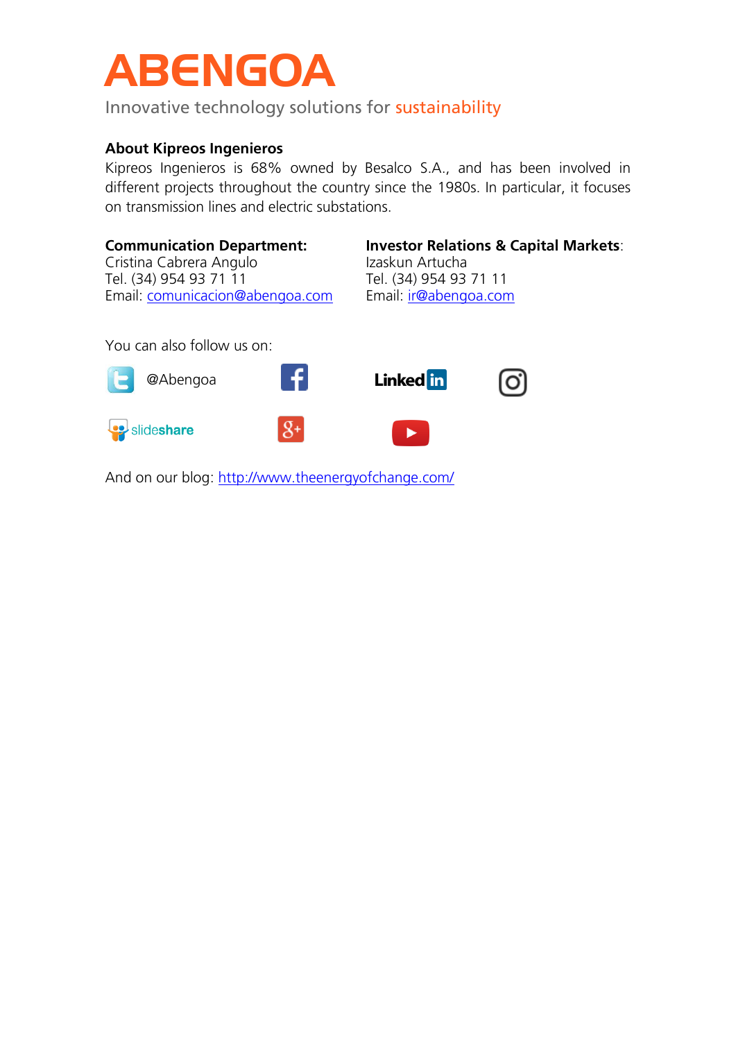# ABENGOA

Innovative technology solutions for sustainability

**About Kipreos Ingenieros**

Kipreos Ingenieros is 68% owned by Besalco S.A., and has been involved in different projects throughout the country since the 1980s. In particular, it focuses on transmission lines and electric substations.

**Communication Department:**
Cristina Cabrera Angulo
Tel. (34) 954 93 71 11
Email: comunicacion@abengoa.com

**Investor Relations & Capital Markets**:
Izaskun Artucha
Tel. (34) 954 93 71 11
Email: ir@abengoa.com

You can also follow us on:

@Abengoa

LinkedIn

slideshare

And on our blog: http://www.theenergyofchange.com/